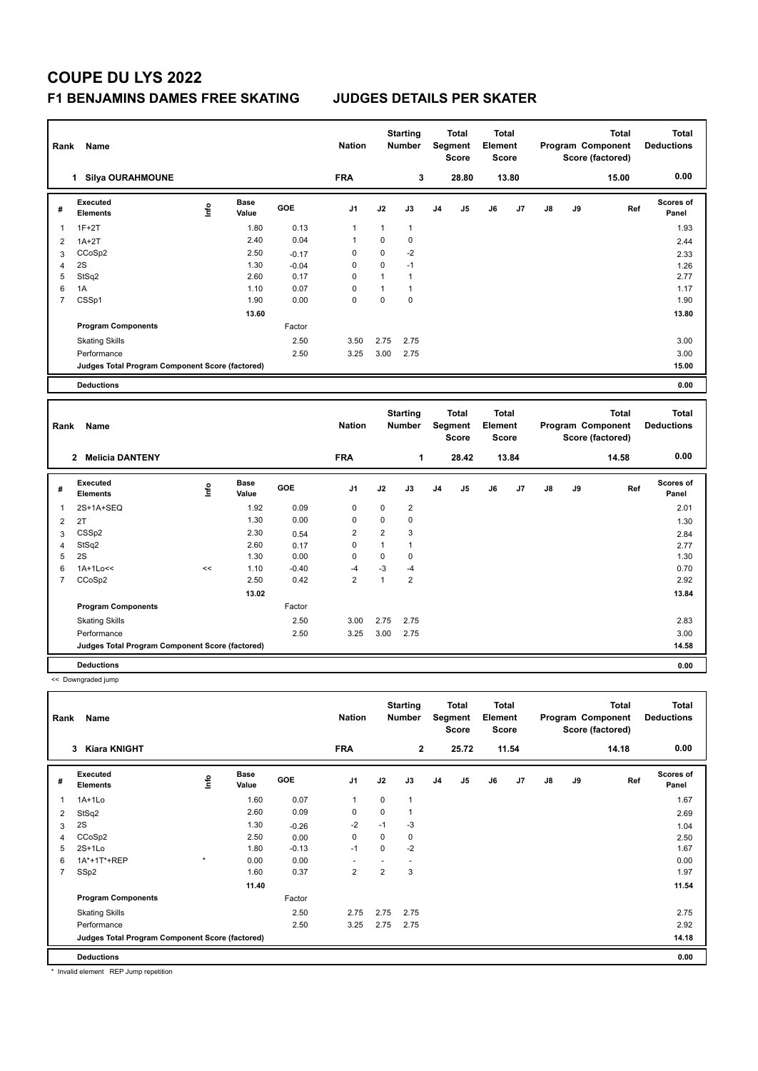# COUPE DU LYS 2022

## F1 BENJAMINS DAMES FREE SKATING JUDGES DETAILS PER SKATER

| Rank | Name | Nation | Starting Number | Total Segment Score | Total Element Score | Total Program Component Score (factored) | Total Deductions |
|---|---|---|---|---|---|---|---|
| 1 | Silya OURAHMOUNE | FRA | 3 | 28.80 | 13.80 | 15.00 | 0.00 |

| # | Executed Elements | Info | Base Value | GOE | J1 | J2 | J3 | J4 | J5 | J6 | J7 | J8 | J9 | Ref | Scores of Panel |
|---|---|---|---|---|---|---|---|---|---|---|---|---|---|---|---|
| 1 | 1F+2T | | 1.80 | 0.13 | 1 | 1 | 1 | | | | | | | | 1.93 |
| 2 | 1A+2T | | 2.40 | 0.04 | 1 | 0 | 0 | | | | | | | | 2.44 |
| 3 | CCoSp2 | | 2.50 | -0.17 | 0 | 0 | -2 | | | | | | | | 2.33 |
| 4 | 2S | | 1.30 | -0.04 | 0 | 0 | -1 | | | | | | | | 1.26 |
| 5 | StSq2 | | 2.60 | 0.17 | 0 | 1 | 1 | | | | | | | | 2.77 |
| 6 | 1A | | 1.10 | 0.07 | 0 | 1 | 1 | | | | | | | | 1.17 |
| 7 | CSSp1 | | 1.90 | 0.00 | 0 | 0 | 0 | | | | | | | | 1.90 |
| | | | 13.60 | | | | | | | | | | | | 13.80 |
| | Program Components | | | Factor | | | | | | | | | | | |
| | Skating Skills | | | 2.50 | 3.50 | 2.75 | 2.75 | | | | | | | | 3.00 |
| | Performance | | | 2.50 | 3.25 | 3.00 | 2.75 | | | | | | | | 3.00 |
| | Judges Total Program Component Score (factored) | | | | | | | | | | | | | | 15.00 |
| | Deductions | | | | | | | | | | | | | | 0.00 |

| Rank | Name | Nation | Starting Number | Total Segment Score | Total Element Score | Total Program Component Score (factored) | Total Deductions |
|---|---|---|---|---|---|---|---|
| 2 | Melicia DANTENY | FRA | 1 | 28.42 | 13.84 | 14.58 | 0.00 |

| # | Executed Elements | Info | Base Value | GOE | J1 | J2 | J3 | J4 | J5 | J6 | J7 | J8 | J9 | Ref | Scores of Panel |
|---|---|---|---|---|---|---|---|---|---|---|---|---|---|---|---|
| 1 | 2S+1A+SEQ | | 1.92 | 0.09 | 0 | 0 | 2 | | | | | | | | 2.01 |
| 2 | 2T | | 1.30 | 0.00 | 0 | 0 | 0 | | | | | | | | 1.30 |
| 3 | CSSp2 | | 2.30 | 0.54 | 2 | 2 | 3 | | | | | | | | 2.84 |
| 4 | StSq2 | | 2.60 | 0.17 | 0 | 1 | 1 | | | | | | | | 2.77 |
| 5 | 2S | | 1.30 | 0.00 | 0 | 0 | 0 | | | | | | | | 1.30 |
| 6 | 1A+1Lo<< | << | 1.10 | -0.40 | -4 | -3 | -4 | | | | | | | | 0.70 |
| 7 | CCoSp2 | | 2.50 | 0.42 | 2 | 1 | 2 | | | | | | | | 2.92 |
| | | | 13.02 | | | | | | | | | | | | 13.84 |
| | Program Components | | | Factor | | | | | | | | | | | |
| | Skating Skills | | | 2.50 | 3.00 | 2.75 | 2.75 | | | | | | | | 2.83 |
| | Performance | | | 2.50 | 3.25 | 3.00 | 2.75 | | | | | | | | 3.00 |
| | Judges Total Program Component Score (factored) | | | | | | | | | | | | | | 14.58 |
| | Deductions | | | | | | | | | | | | | | 0.00 |

<< Downgraded jump

| Rank | Name | Nation | Starting Number | Total Segment Score | Total Element Score | Total Program Component Score (factored) | Total Deductions |
|---|---|---|---|---|---|---|---|
| 3 | Kiara KNIGHT | FRA | 2 | 25.72 | 11.54 | 14.18 | 0.00 |

| # | Executed Elements | Info | Base Value | GOE | J1 | J2 | J3 | J4 | J5 | J6 | J7 | J8 | J9 | Ref | Scores of Panel |
|---|---|---|---|---|---|---|---|---|---|---|---|---|---|---|---|
| 1 | 1A+1Lo | | 1.60 | 0.07 | 1 | 0 | 1 | | | | | | | | 1.67 |
| 2 | StSq2 | | 2.60 | 0.09 | 0 | 0 | 1 | | | | | | | | 2.69 |
| 3 | 2S | | 1.30 | -0.26 | -2 | -1 | -3 | | | | | | | | 1.04 |
| 4 | CCoSp2 | | 2.50 | 0.00 | 0 | 0 | 0 | | | | | | | | 2.50 |
| 5 | 2S+1Lo | | 1.80 | -0.13 | -1 | 0 | -2 | | | | | | | | 1.67 |
| 6 | 1A*+1T*+REP | * | 0.00 | 0.00 | - | - | - | | | | | | | | 0.00 |
| 7 | SSp2 | | 1.60 | 0.37 | 2 | 2 | 3 | | | | | | | | 1.97 |
| | | | 11.40 | | | | | | | | | | | | 11.54 |
| | Program Components | | | Factor | | | | | | | | | | | |
| | Skating Skills | | | 2.50 | 2.75 | 2.75 | 2.75 | | | | | | | | 2.75 |
| | Performance | | | 2.50 | 3.25 | 2.75 | 2.75 | | | | | | | | 2.92 |
| | Judges Total Program Component Score (factored) | | | | | | | | | | | | | | 14.18 |
| | Deductions | | | | | | | | | | | | | | 0.00 |

* Invalid element REP Jump repetition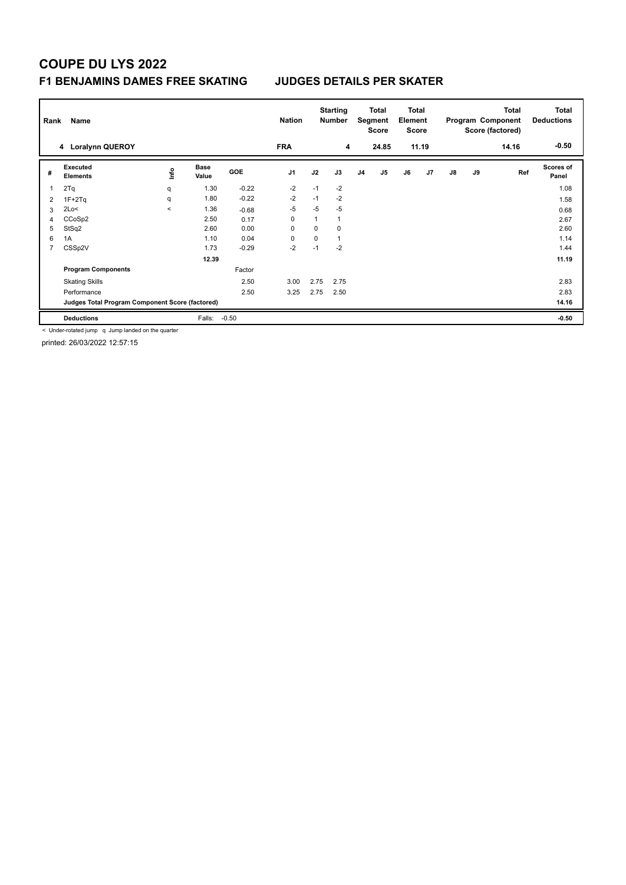# COUPE DU LYS 2022

## F1 BENJAMINS DAMES FREE SKATING JUDGES DETAILS PER SKATER

| Rank | Name | Nation | Starting Number | Total Segment Score | Total Element Score | Total Program Component Score (factored) | Total Deductions |
|---|---|---|---|---|---|---|---|
| 4 | Loralynn QUEROY | FRA | 4 | 24.85 | 11.19 | 14.16 | -0.50 |

| # | Executed Elements | Info | Base Value | GOE | J1 | J2 | J3 | J4 | J5 | J6 | J7 | J8 | J9 | Ref | Scores of Panel |
|---|---|---|---|---|---|---|---|---|---|---|---|---|---|---|---|
| 1 | 2Tq | q | 1.30 | -0.22 | -2 | -1 | -2 | | | | | | | | 1.08 |
| 2 | 1F+2Tq | q | 1.80 | -0.22 | -2 | -1 | -2 | | | | | | | | 1.58 |
| 3 | 2Lo< | < | 1.36 | -0.68 | -5 | -5 | -5 | | | | | | | | 0.68 |
| 4 | CCoSp2 | | 2.50 | 0.17 | 0 | 1 | 1 | | | | | | | | 2.67 |
| 5 | StSq2 | | 2.60 | 0.00 | 0 | 0 | 0 | | | | | | | | 2.60 |
| 6 | 1A | | 1.10 | 0.04 | 0 | 0 | 1 | | | | | | | | 1.14 |
| 7 | CSSp2V | | 1.73 | -0.29 | -2 | -1 | -2 | | | | | | | | 1.44 |
| | | | 12.39 | | | | | | | | | | | | 11.19 |
| | Program Components | | | Factor | | | | | | | | | | | |
| | Skating Skills | | | 2.50 | 3.00 | 2.75 | 2.75 | | | | | | | | 2.83 |
| | Performance | | | 2.50 | 3.25 | 2.75 | 2.50 | | | | | | | | 2.83 |
| | Judges Total Program Component Score (factored) | | | | | | | | | | | | | | 14.16 |
| | Deductions | | Falls: | -0.50 | | | | | | | | | | | -0.50 |

< Under-rotated jump q Jump landed on the quarter

printed: 26/03/2022 12:57:15